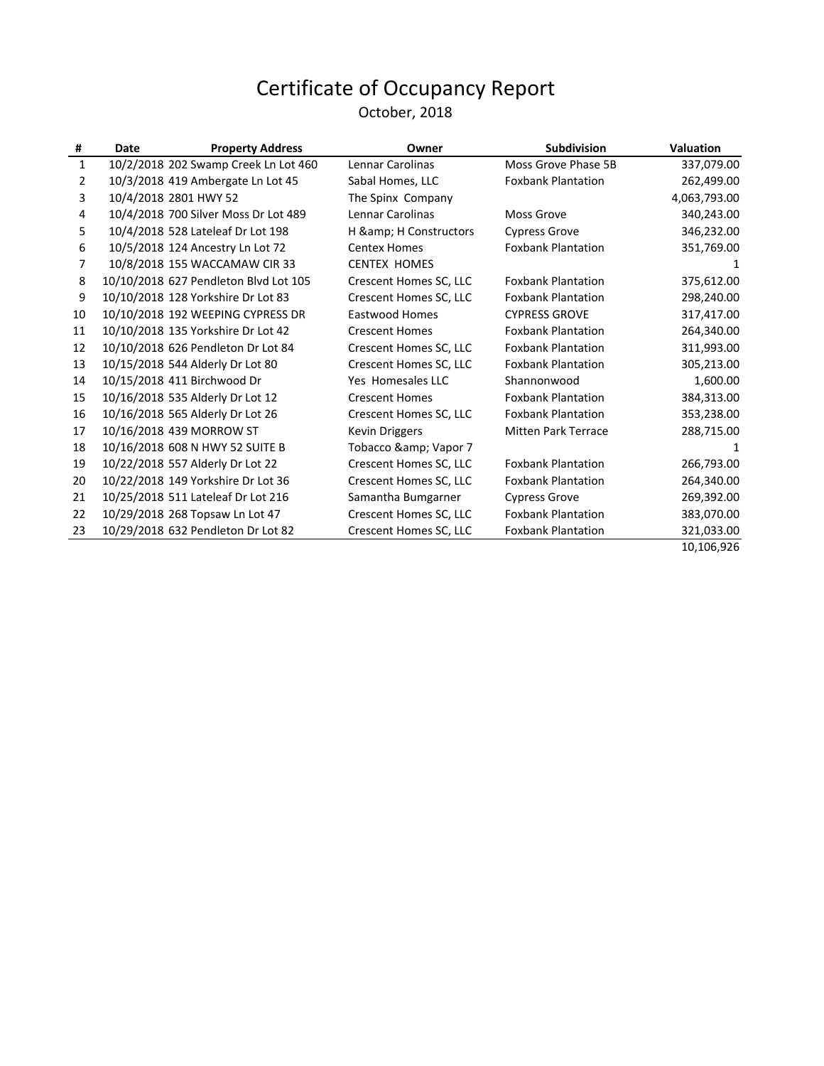# Certificate of Occupancy Report

October, 2018

| # | Date | Property Address | Owner | Subdivision | Valuation |
|---|---|---|---|---|---|
| 1 | 10/2/2018 | 202 Swamp Creek Ln Lot 460 | Lennar Carolinas | Moss Grove Phase 5B | 337,079.00 |
| 2 | 10/3/2018 | 419 Ambergate Ln Lot 45 | Sabal Homes, LLC | Foxbank Plantation | 262,499.00 |
| 3 | 10/4/2018 | 2801 HWY 52 | The Spinx Company | | 4,063,793.00 |
| 4 | 10/4/2018 | 700 Silver Moss Dr Lot 489 | Lennar Carolinas | Moss Grove | 340,243.00 |
| 5 | 10/4/2018 | 528 Lateleaf Dr Lot 198 | H &amp; H Constructors | Cypress Grove | 346,232.00 |
| 6 | 10/5/2018 | 124 Ancestry Ln Lot 72 | Centex Homes | Foxbank Plantation | 351,769.00 |
| 7 | 10/8/2018 | 155 WACCAMAW CIR 33 | CENTEX HOMES | | 1 |
| 8 | 10/10/2018 | 627 Pendleton Blvd Lot 105 | Crescent Homes SC, LLC | Foxbank Plantation | 375,612.00 |
| 9 | 10/10/2018 | 128 Yorkshire Dr Lot 83 | Crescent Homes SC, LLC | Foxbank Plantation | 298,240.00 |
| 10 | 10/10/2018 | 192 WEEPING CYPRESS DR | Eastwood Homes | CYPRESS GROVE | 317,417.00 |
| 11 | 10/10/2018 | 135 Yorkshire Dr Lot 42 | Crescent Homes | Foxbank Plantation | 264,340.00 |
| 12 | 10/10/2018 | 626 Pendleton Dr Lot 84 | Crescent Homes SC, LLC | Foxbank Plantation | 311,993.00 |
| 13 | 10/15/2018 | 544 Alderly Dr Lot 80 | Crescent Homes SC, LLC | Foxbank Plantation | 305,213.00 |
| 14 | 10/15/2018 | 411 Birchwood Dr | Yes Homesales LLC | Shannonwood | 1,600.00 |
| 15 | 10/16/2018 | 535 Alderly Dr Lot 12 | Crescent Homes | Foxbank Plantation | 384,313.00 |
| 16 | 10/16/2018 | 565 Alderly Dr Lot 26 | Crescent Homes SC, LLC | Foxbank Plantation | 353,238.00 |
| 17 | 10/16/2018 | 439 MORROW ST | Kevin Driggers | Mitten Park Terrace | 288,715.00 |
| 18 | 10/16/2018 | 608 N HWY 52 SUITE B | Tobacco &amp; Vapor 7 | | 1 |
| 19 | 10/22/2018 | 557 Alderly Dr Lot 22 | Crescent Homes SC, LLC | Foxbank Plantation | 266,793.00 |
| 20 | 10/22/2018 | 149 Yorkshire Dr Lot 36 | Crescent Homes SC, LLC | Foxbank Plantation | 264,340.00 |
| 21 | 10/25/2018 | 511 Lateleaf Dr Lot 216 | Samantha Bumgarner | Cypress Grove | 269,392.00 |
| 22 | 10/29/2018 | 268 Topsaw Ln Lot 47 | Crescent Homes SC, LLC | Foxbank Plantation | 383,070.00 |
| 23 | 10/29/2018 | 632 Pendleton Dr Lot 82 | Crescent Homes SC, LLC | Foxbank Plantation | 321,033.00 |
| | | | | | 10,106,926 |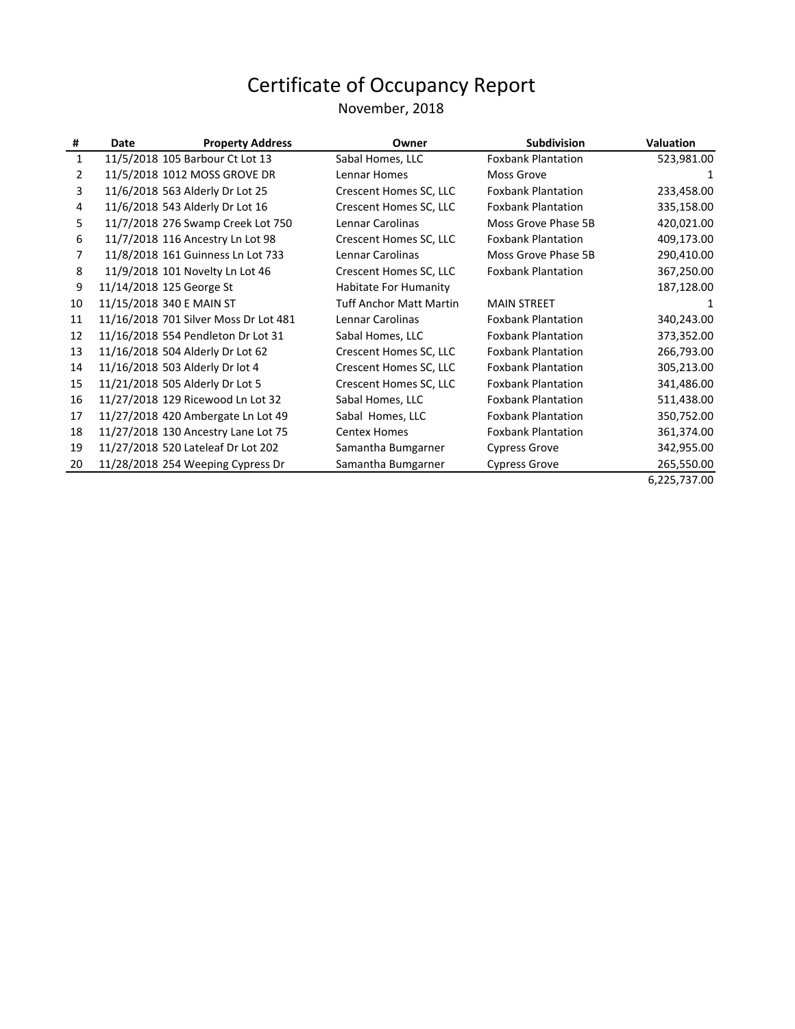# Certificate of Occupancy Report

November, 2018

| # | Date | Property Address | Owner | Subdivision | Valuation |
|---|---|---|---|---|---|
| 1 | 11/5/2018 | 105 Barbour Ct Lot 13 | Sabal Homes, LLC | Foxbank Plantation | 523,981.00 |
| 2 | 11/5/2018 | 1012 MOSS GROVE DR | Lennar Homes | Moss Grove | 1 |
| 3 | 11/6/2018 | 563 Alderly Dr Lot 25 | Crescent Homes SC, LLC | Foxbank Plantation | 233,458.00 |
| 4 | 11/6/2018 | 543 Alderly Dr Lot 16 | Crescent Homes SC, LLC | Foxbank Plantation | 335,158.00 |
| 5 | 11/7/2018 | 276 Swamp Creek Lot 750 | Lennar Carolinas | Moss Grove Phase 5B | 420,021.00 |
| 6 | 11/7/2018 | 116 Ancestry Ln Lot 98 | Crescent Homes SC, LLC | Foxbank Plantation | 409,173.00 |
| 7 | 11/8/2018 | 161 Guinness Ln Lot 733 | Lennar Carolinas | Moss Grove Phase 5B | 290,410.00 |
| 8 | 11/9/2018 | 101 Novelty Ln Lot 46 | Crescent Homes SC, LLC | Foxbank Plantation | 367,250.00 |
| 9 | 11/14/2018 | 125 George St | Habitate For Humanity | | 187,128.00 |
| 10 | 11/15/2018 | 340 E MAIN ST | Tuff Anchor Matt Martin | MAIN STREET | 1 |
| 11 | 11/16/2018 | 701 Silver Moss Dr Lot 481 | Lennar Carolinas | Foxbank Plantation | 340,243.00 |
| 12 | 11/16/2018 | 554 Pendleton Dr Lot 31 | Sabal Homes, LLC | Foxbank Plantation | 373,352.00 |
| 13 | 11/16/2018 | 504 Alderly Dr Lot 62 | Crescent Homes SC, LLC | Foxbank Plantation | 266,793.00 |
| 14 | 11/16/2018 | 503 Alderly Dr lot 4 | Crescent Homes SC, LLC | Foxbank Plantation | 305,213.00 |
| 15 | 11/21/2018 | 505 Alderly Dr Lot 5 | Crescent Homes SC, LLC | Foxbank Plantation | 341,486.00 |
| 16 | 11/27/2018 | 129 Ricewood Ln Lot 32 | Sabal Homes, LLC | Foxbank Plantation | 511,438.00 |
| 17 | 11/27/2018 | 420 Ambergate Ln Lot 49 | Sabal Homes, LLC | Foxbank Plantation | 350,752.00 |
| 18 | 11/27/2018 | 130 Ancestry Lane Lot 75 | Centex Homes | Foxbank Plantation | 361,374.00 |
| 19 | 11/27/2018 | 520 Lateleaf Dr Lot 202 | Samantha Bumgarner | Cypress Grove | 342,955.00 |
| 20 | 11/28/2018 | 254 Weeping Cypress Dr | Samantha Bumgarner | Cypress Grove | 265,550.00 |
| | | | | | 6,225,737.00 |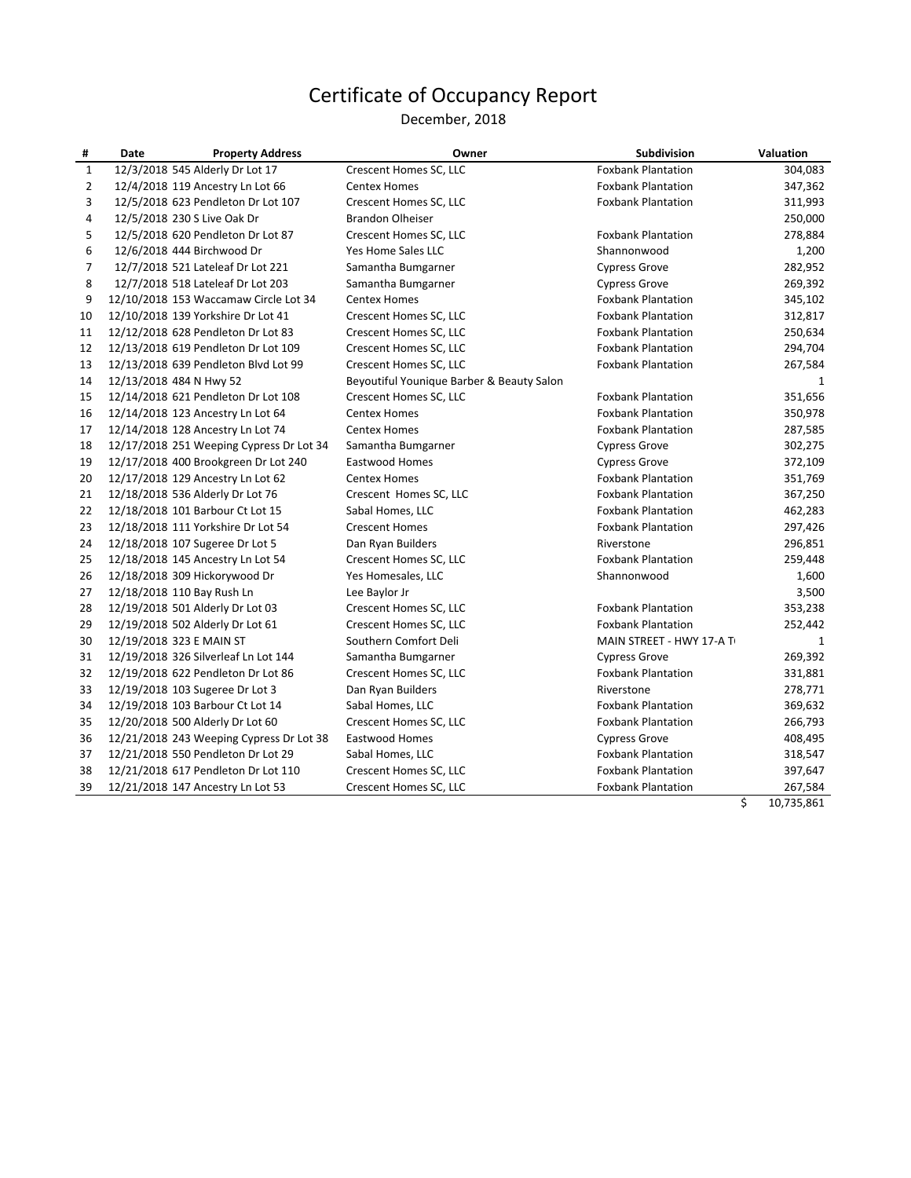# Certificate of Occupancy Report

December, 2018

| # | Date | Property Address | Owner | Subdivision | Valuation |
|---|---|---|---|---|---|
| 1 | 12/3/2018 | 545 Alderly Dr Lot 17 | Crescent Homes SC, LLC | Foxbank Plantation | 304,083 |
| 2 | 12/4/2018 | 119 Ancestry Ln Lot 66 | Centex Homes | Foxbank Plantation | 347,362 |
| 3 | 12/5/2018 | 623 Pendleton Dr Lot 107 | Crescent Homes SC, LLC | Foxbank Plantation | 311,993 |
| 4 | 12/5/2018 | 230 S Live Oak Dr | Brandon Olheiser | | 250,000 |
| 5 | 12/5/2018 | 620 Pendleton Dr Lot 87 | Crescent Homes SC, LLC | Foxbank Plantation | 278,884 |
| 6 | 12/6/2018 | 444 Birchwood Dr | Yes Home Sales LLC | Shannonwood | 1,200 |
| 7 | 12/7/2018 | 521 Lateleaf Dr Lot 221 | Samantha Bumgarner | Cypress Grove | 282,952 |
| 8 | 12/7/2018 | 518 Lateleaf Dr Lot 203 | Samantha Bumgarner | Cypress Grove | 269,392 |
| 9 | 12/10/2018 | 153 Waccamaw Circle Lot 34 | Centex Homes | Foxbank Plantation | 345,102 |
| 10 | 12/10/2018 | 139 Yorkshire Dr Lot 41 | Crescent Homes SC, LLC | Foxbank Plantation | 312,817 |
| 11 | 12/12/2018 | 628 Pendleton Dr Lot 83 | Crescent Homes SC, LLC | Foxbank Plantation | 250,634 |
| 12 | 12/13/2018 | 619 Pendleton Dr Lot 109 | Crescent Homes SC, LLC | Foxbank Plantation | 294,704 |
| 13 | 12/13/2018 | 639 Pendleton Blvd Lot 99 | Crescent Homes SC, LLC | Foxbank Plantation | 267,584 |
| 14 | 12/13/2018 | 484 N Hwy 52 | Beyoutiful Younique Barber & Beauty Salon | | 1 |
| 15 | 12/14/2018 | 621 Pendleton Dr Lot 108 | Crescent Homes SC, LLC | Foxbank Plantation | 351,656 |
| 16 | 12/14/2018 | 123 Ancestry Ln Lot 64 | Centex Homes | Foxbank Plantation | 350,978 |
| 17 | 12/14/2018 | 128 Ancestry Ln Lot 74 | Centex Homes | Foxbank Plantation | 287,585 |
| 18 | 12/17/2018 | 251 Weeping Cypress Dr Lot 34 | Samantha Bumgarner | Cypress Grove | 302,275 |
| 19 | 12/17/2018 | 400 Brookgreen Dr Lot 240 | Eastwood Homes | Cypress Grove | 372,109 |
| 20 | 12/17/2018 | 129 Ancestry Ln Lot 62 | Centex Homes | Foxbank Plantation | 351,769 |
| 21 | 12/18/2018 | 536 Alderly Dr Lot 76 | Crescent Homes SC, LLC | Foxbank Plantation | 367,250 |
| 22 | 12/18/2018 | 101 Barbour Ct Lot 15 | Sabal Homes, LLC | Foxbank Plantation | 462,283 |
| 23 | 12/18/2018 | 111 Yorkshire Dr Lot 54 | Crescent Homes | Foxbank Plantation | 297,426 |
| 24 | 12/18/2018 | 107 Sugeree Dr Lot 5 | Dan Ryan Builders | Riverstone | 296,851 |
| 25 | 12/18/2018 | 145 Ancestry Ln Lot 54 | Crescent Homes SC, LLC | Foxbank Plantation | 259,448 |
| 26 | 12/18/2018 | 309 Hickorywood Dr | Yes Homesales, LLC | Shannonwood | 1,600 |
| 27 | 12/18/2018 | 110 Bay Rush Ln | Lee Baylor Jr | | 3,500 |
| 28 | 12/19/2018 | 501 Alderly Dr Lot 03 | Crescent Homes SC, LLC | Foxbank Plantation | 353,238 |
| 29 | 12/19/2018 | 502 Alderly Dr Lot 61 | Crescent Homes SC, LLC | Foxbank Plantation | 252,442 |
| 30 | 12/19/2018 | 323 E MAIN ST | Southern Comfort Deli | MAIN STREET - HWY 17-A T | 1 |
| 31 | 12/19/2018 | 326 Silverleaf Ln Lot 144 | Samantha Bumgarner | Cypress Grove | 269,392 |
| 32 | 12/19/2018 | 622 Pendleton Dr Lot 86 | Crescent Homes SC, LLC | Foxbank Plantation | 331,881 |
| 33 | 12/19/2018 | 103 Sugeree Dr Lot 3 | Dan Ryan Builders | Riverstone | 278,771 |
| 34 | 12/19/2018 | 103 Barbour Ct Lot 14 | Sabal Homes, LLC | Foxbank Plantation | 369,632 |
| 35 | 12/20/2018 | 500 Alderly Dr Lot 60 | Crescent Homes SC, LLC | Foxbank Plantation | 266,793 |
| 36 | 12/21/2018 | 243 Weeping Cypress Dr Lot 38 | Eastwood Homes | Cypress Grove | 408,495 |
| 37 | 12/21/2018 | 550 Pendleton Dr Lot 29 | Sabal Homes, LLC | Foxbank Plantation | 318,547 |
| 38 | 12/21/2018 | 617 Pendleton Dr Lot 110 | Crescent Homes SC, LLC | Foxbank Plantation | 397,647 |
| 39 | 12/21/2018 | 147 Ancestry Ln Lot 53 | Crescent Homes SC, LLC | Foxbank Plantation | 267,584 |
| | | | | | $ 10,735,861 |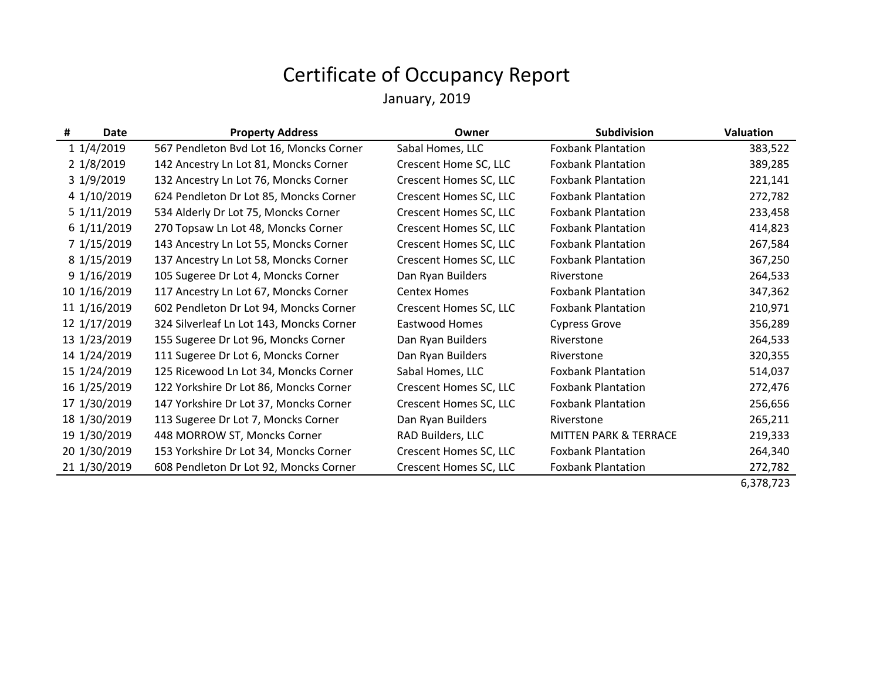# Certificate of Occupancy Report

January, 2019

| # | Date | Property Address | Owner | Subdivision | Valuation |
|---|---|---|---|---|---|
| 1 | 1/4/2019 | 567 Pendleton Bvd Lot 16, Moncks Corner | Sabal Homes, LLC | Foxbank Plantation | 383,522 |
| 2 | 1/8/2019 | 142 Ancestry Ln Lot 81, Moncks Corner | Crescent Home SC, LLC | Foxbank Plantation | 389,285 |
| 3 | 1/9/2019 | 132 Ancestry Ln Lot 76, Moncks Corner | Crescent Homes SC, LLC | Foxbank Plantation | 221,141 |
| 4 | 1/10/2019 | 624 Pendleton Dr Lot 85, Moncks Corner | Crescent Homes SC, LLC | Foxbank Plantation | 272,782 |
| 5 | 1/11/2019 | 534 Alderly Dr Lot 75, Moncks Corner | Crescent Homes SC, LLC | Foxbank Plantation | 233,458 |
| 6 | 1/11/2019 | 270 Topsaw Ln Lot 48, Moncks Corner | Crescent Homes SC, LLC | Foxbank Plantation | 414,823 |
| 7 | 1/15/2019 | 143 Ancestry Ln Lot 55, Moncks Corner | Crescent Homes SC, LLC | Foxbank Plantation | 267,584 |
| 8 | 1/15/2019 | 137 Ancestry Ln Lot 58, Moncks Corner | Crescent Homes SC, LLC | Foxbank Plantation | 367,250 |
| 9 | 1/16/2019 | 105 Sugeree Dr Lot 4, Moncks Corner | Dan Ryan Builders | Riverstone | 264,533 |
| 10 | 1/16/2019 | 117 Ancestry Ln Lot 67, Moncks Corner | Centex Homes | Foxbank Plantation | 347,362 |
| 11 | 1/16/2019 | 602 Pendleton Dr Lot 94, Moncks Corner | Crescent Homes SC, LLC | Foxbank Plantation | 210,971 |
| 12 | 1/17/2019 | 324 Silverleaf Ln Lot 143, Moncks Corner | Eastwood Homes | Cypress Grove | 356,289 |
| 13 | 1/23/2019 | 155 Sugeree Dr Lot 96, Moncks Corner | Dan Ryan Builders | Riverstone | 264,533 |
| 14 | 1/24/2019 | 111 Sugeree Dr Lot 6, Moncks Corner | Dan Ryan Builders | Riverstone | 320,355 |
| 15 | 1/24/2019 | 125 Ricewood Ln Lot 34, Moncks Corner | Sabal Homes, LLC | Foxbank Plantation | 514,037 |
| 16 | 1/25/2019 | 122 Yorkshire Dr Lot 86, Moncks Corner | Crescent Homes SC, LLC | Foxbank Plantation | 272,476 |
| 17 | 1/30/2019 | 147 Yorkshire Dr Lot 37, Moncks Corner | Crescent Homes SC, LLC | Foxbank Plantation | 256,656 |
| 18 | 1/30/2019 | 113 Sugeree Dr Lot 7, Moncks Corner | Dan Ryan Builders | Riverstone | 265,211 |
| 19 | 1/30/2019 | 448 MORROW ST, Moncks Corner | RAD Builders, LLC | MITTEN PARK & TERRACE | 219,333 |
| 20 | 1/30/2019 | 153 Yorkshire Dr Lot 34, Moncks Corner | Crescent Homes SC, LLC | Foxbank Plantation | 264,340 |
| 21 | 1/30/2019 | 608 Pendleton Dr Lot 92, Moncks Corner | Crescent Homes SC, LLC | Foxbank Plantation | 272,782 |
| | | | | | 6,378,723 |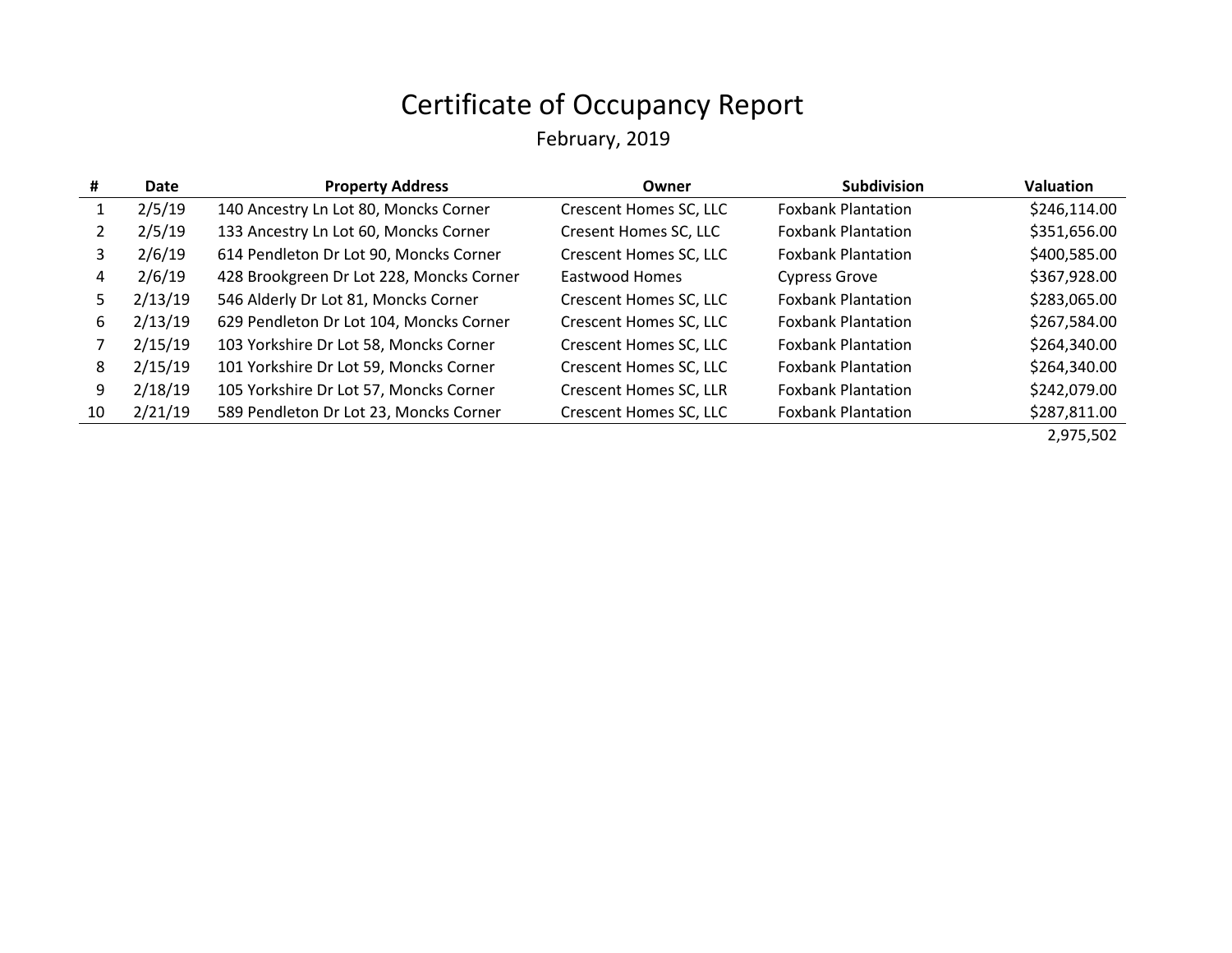# Certificate of Occupancy Report

February, 2019

| # | Date | Property Address | Owner | Subdivision | Valuation |
|---|---|---|---|---|---|
| 1 | 2/5/19 | 140 Ancestry Ln Lot 80, Moncks Corner | Crescent Homes SC, LLC | Foxbank Plantation | $246,114.00 |
| 2 | 2/5/19 | 133 Ancestry Ln Lot 60, Moncks Corner | Cresent Homes SC, LLC | Foxbank Plantation | $351,656.00 |
| 3 | 2/6/19 | 614 Pendleton Dr Lot 90, Moncks Corner | Crescent Homes SC, LLC | Foxbank Plantation | $400,585.00 |
| 4 | 2/6/19 | 428 Brookgreen Dr Lot 228, Moncks Corner | Eastwood Homes | Cypress Grove | $367,928.00 |
| 5 | 2/13/19 | 546 Alderly Dr Lot 81, Moncks Corner | Crescent Homes SC, LLC | Foxbank Plantation | $283,065.00 |
| 6 | 2/13/19 | 629 Pendleton Dr Lot 104, Moncks Corner | Crescent Homes SC, LLC | Foxbank Plantation | $267,584.00 |
| 7 | 2/15/19 | 103 Yorkshire Dr Lot 58, Moncks Corner | Crescent Homes SC, LLC | Foxbank Plantation | $264,340.00 |
| 8 | 2/15/19 | 101 Yorkshire Dr Lot 59, Moncks Corner | Crescent Homes SC, LLC | Foxbank Plantation | $264,340.00 |
| 9 | 2/18/19 | 105 Yorkshire Dr Lot 57, Moncks Corner | Crescent Homes SC, LLR | Foxbank Plantation | $242,079.00 |
| 10 | 2/21/19 | 589 Pendleton Dr Lot 23, Moncks Corner | Crescent Homes SC, LLC | Foxbank Plantation | $287,811.00 |
| | | | | | 2,975,502 |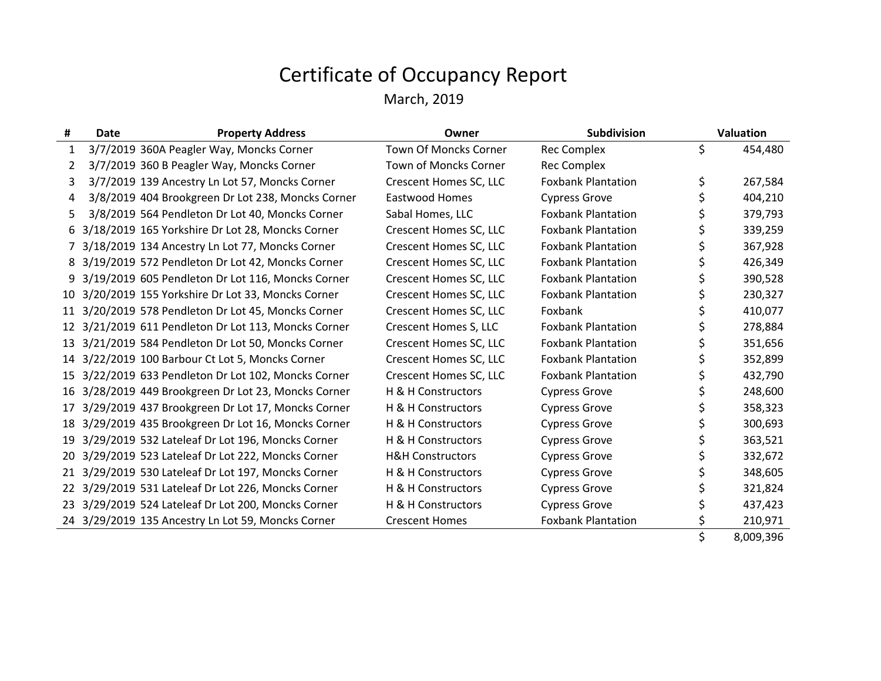# Certificate of Occupancy Report

March, 2019

| # | Date | Property Address | Owner | Subdivision | Valuation |
|---|---|---|---|---|---|
| 1 | 3/7/2019 | 360A Peagler Way, Moncks Corner | Town Of Moncks Corner | Rec Complex | $ 454,480 |
| 2 | 3/7/2019 | 360 B Peagler Way, Moncks Corner | Town of Moncks Corner | Rec Complex | |
| 3 | 3/7/2019 | 139 Ancestry Ln Lot 57, Moncks Corner | Crescent Homes SC, LLC | Foxbank Plantation | $ 267,584 |
| 4 | 3/8/2019 | 404 Brookgreen Dr Lot 238, Moncks Corner | Eastwood Homes | Cypress Grove | $ 404,210 |
| 5 | 3/8/2019 | 564 Pendleton Dr Lot 40, Moncks Corner | Sabal Homes, LLC | Foxbank Plantation | $ 379,793 |
| 6 | 3/18/2019 | 165 Yorkshire Dr Lot 28, Moncks Corner | Crescent Homes SC, LLC | Foxbank Plantation | $ 339,259 |
| 7 | 3/18/2019 | 134 Ancestry Ln Lot 77, Moncks Corner | Crescent Homes SC, LLC | Foxbank Plantation | $ 367,928 |
| 8 | 3/19/2019 | 572 Pendleton Dr Lot 42, Moncks Corner | Crescent Homes SC, LLC | Foxbank Plantation | $ 426,349 |
| 9 | 3/19/2019 | 605 Pendleton Dr Lot 116, Moncks Corner | Crescent Homes SC, LLC | Foxbank Plantation | $ 390,528 |
| 10 | 3/20/2019 | 155 Yorkshire Dr Lot 33, Moncks Corner | Crescent Homes SC, LLC | Foxbank Plantation | $ 230,327 |
| 11 | 3/20/2019 | 578 Pendleton Dr Lot 45, Moncks Corner | Crescent Homes SC, LLC | Foxbank | $ 410,077 |
| 12 | 3/21/2019 | 611 Pendleton Dr Lot 113, Moncks Corner | Crescent Homes S, LLC | Foxbank Plantation | $ 278,884 |
| 13 | 3/21/2019 | 584 Pendleton Dr Lot 50, Moncks Corner | Crescent Homes SC, LLC | Foxbank Plantation | $ 351,656 |
| 14 | 3/22/2019 | 100 Barbour Ct Lot 5, Moncks Corner | Crescent Homes SC, LLC | Foxbank Plantation | $ 352,899 |
| 15 | 3/22/2019 | 633 Pendleton Dr Lot 102, Moncks Corner | Crescent Homes SC, LLC | Foxbank Plantation | $ 432,790 |
| 16 | 3/28/2019 | 449 Brookgreen Dr Lot 23, Moncks Corner | H & H Constructors | Cypress Grove | $ 248,600 |
| 17 | 3/29/2019 | 437 Brookgreen Dr Lot 17, Moncks Corner | H & H Constructors | Cypress Grove | $ 358,323 |
| 18 | 3/29/2019 | 435 Brookgreen Dr Lot 16, Moncks Corner | H & H Constructors | Cypress Grove | $ 300,693 |
| 19 | 3/29/2019 | 532 Lateleaf Dr Lot 196, Moncks Corner | H & H Constructors | Cypress Grove | $ 363,521 |
| 20 | 3/29/2019 | 523 Lateleaf Dr Lot 222, Moncks Corner | H&H Constructors | Cypress Grove | $ 332,672 |
| 21 | 3/29/2019 | 530 Lateleaf Dr Lot 197, Moncks Corner | H & H Constructors | Cypress Grove | $ 348,605 |
| 22 | 3/29/2019 | 531 Lateleaf Dr Lot 226, Moncks Corner | H & H Constructors | Cypress Grove | $ 321,824 |
| 23 | 3/29/2019 | 524 Lateleaf Dr Lot 200, Moncks Corner | H & H Constructors | Cypress Grove | $ 437,423 |
| 24 | 3/29/2019 | 135 Ancestry Ln Lot 59, Moncks Corner | Crescent Homes | Foxbank Plantation | $ 210,971 |
| | | | | | $ 8,009,396 |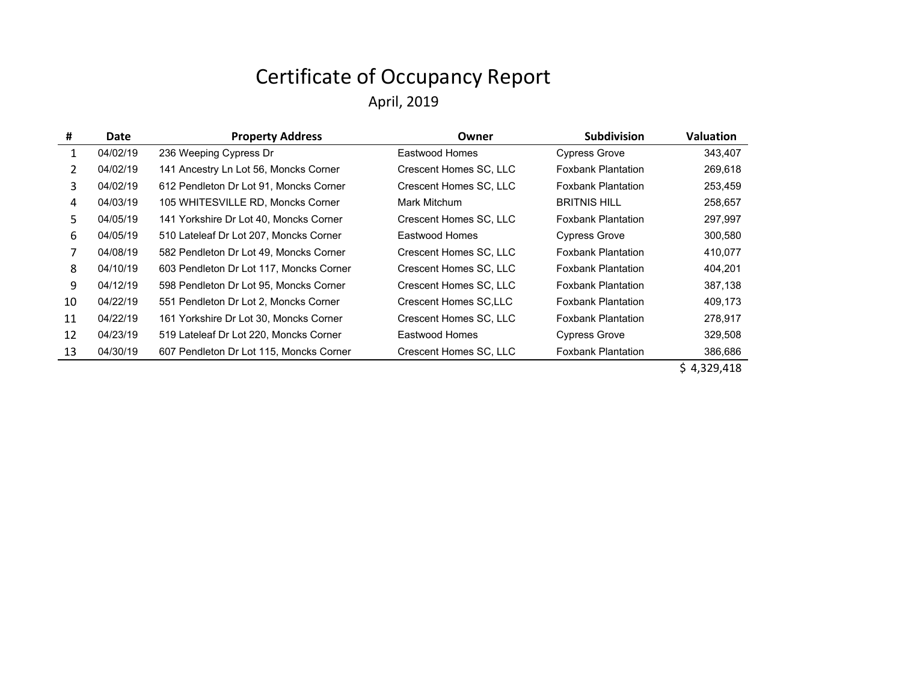# Certificate of Occupancy Report

April, 2019

| # | Date | Property Address | Owner | Subdivision | Valuation |
|---|---|---|---|---|---|
| 1 | 04/02/19 | 236 Weeping Cypress Dr | Eastwood Homes | Cypress Grove | 343,407 |
| 2 | 04/02/19 | 141 Ancestry Ln Lot 56, Moncks Corner | Crescent Homes SC, LLC | Foxbank Plantation | 269,618 |
| 3 | 04/02/19 | 612 Pendleton Dr Lot 91, Moncks Corner | Crescent Homes SC, LLC | Foxbank Plantation | 253,459 |
| 4 | 04/03/19 | 105 WHITESVILLE RD, Moncks Corner | Mark Mitchum | BRITNIS HILL | 258,657 |
| 5 | 04/05/19 | 141 Yorkshire Dr Lot 40, Moncks Corner | Crescent Homes SC, LLC | Foxbank Plantation | 297,997 |
| 6 | 04/05/19 | 510 Lateleaf Dr Lot 207, Moncks Corner | Eastwood Homes | Cypress Grove | 300,580 |
| 7 | 04/08/19 | 582 Pendleton Dr Lot 49, Moncks Corner | Crescent Homes SC, LLC | Foxbank Plantation | 410,077 |
| 8 | 04/10/19 | 603 Pendleton Dr Lot 117, Moncks Corner | Crescent Homes SC, LLC | Foxbank Plantation | 404,201 |
| 9 | 04/12/19 | 598 Pendleton Dr Lot 95, Moncks Corner | Crescent Homes SC, LLC | Foxbank Plantation | 387,138 |
| 10 | 04/22/19 | 551 Pendleton Dr Lot 2, Moncks Corner | Crescent Homes SC,LLC | Foxbank Plantation | 409,173 |
| 11 | 04/22/19 | 161 Yorkshire Dr Lot 30, Moncks Corner | Crescent Homes SC, LLC | Foxbank Plantation | 278,917 |
| 12 | 04/23/19 | 519 Lateleaf Dr Lot 220, Moncks Corner | Eastwood Homes | Cypress Grove | 329,508 |
| 13 | 04/30/19 | 607 Pendleton Dr Lot 115, Moncks Corner | Crescent Homes SC, LLC | Foxbank Plantation | 386,686 |
| | | | | | $ 4,329,418 |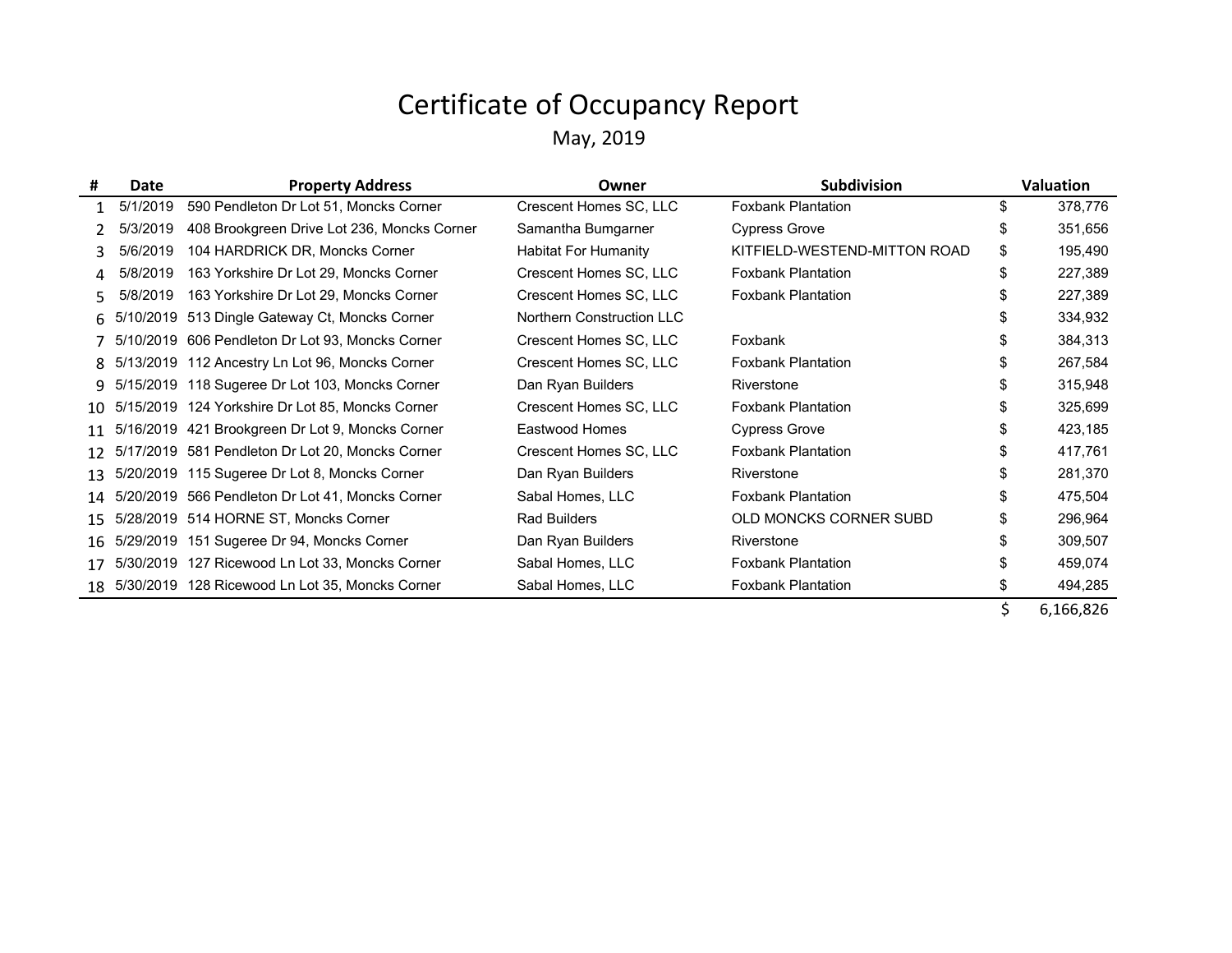# Certificate of Occupancy Report

May, 2019

| # | Date | Property Address | Owner | Subdivision | Valuation |
|---|---|---|---|---|---|
| 1 | 5/1/2019 | 590 Pendleton Dr Lot 51, Moncks Corner | Crescent Homes SC, LLC | Foxbank Plantation | $ 378,776 |
| 2 | 5/3/2019 | 408 Brookgreen Drive Lot 236, Moncks Corner | Samantha Bumgarner | Cypress Grove | $ 351,656 |
| 3 | 5/6/2019 | 104 HARDRICK DR, Moncks Corner | Habitat For Humanity | KITFIELD-WESTEND-MITTON ROAD | $ 195,490 |
| 4 | 5/8/2019 | 163 Yorkshire Dr Lot 29, Moncks Corner | Crescent Homes SC, LLC | Foxbank Plantation | $ 227,389 |
| 5 | 5/8/2019 | 163 Yorkshire Dr Lot 29, Moncks Corner | Crescent Homes SC, LLC | Foxbank Plantation | $ 227,389 |
| 6 | 5/10/2019 | 513 Dingle Gateway Ct, Moncks Corner | Northern Construction LLC | | $ 334,932 |
| 7 | 5/10/2019 | 606 Pendleton Dr Lot 93, Moncks Corner | Crescent Homes SC, LLC | Foxbank | $ 384,313 |
| 8 | 5/13/2019 | 112 Ancestry Ln Lot 96, Moncks Corner | Crescent Homes SC, LLC | Foxbank Plantation | $ 267,584 |
| 9 | 5/15/2019 | 118 Sugeree Dr Lot 103, Moncks Corner | Dan Ryan Builders | Riverstone | $ 315,948 |
| 10 | 5/15/2019 | 124 Yorkshire Dr Lot 85, Moncks Corner | Crescent Homes SC, LLC | Foxbank Plantation | $ 325,699 |
| 11 | 5/16/2019 | 421 Brookgreen Dr Lot 9, Moncks Corner | Eastwood Homes | Cypress Grove | $ 423,185 |
| 12 | 5/17/2019 | 581 Pendleton Dr Lot 20, Moncks Corner | Crescent Homes SC, LLC | Foxbank Plantation | $ 417,761 |
| 13 | 5/20/2019 | 115 Sugeree Dr Lot 8, Moncks Corner | Dan Ryan Builders | Riverstone | $ 281,370 |
| 14 | 5/20/2019 | 566 Pendleton Dr Lot 41, Moncks Corner | Sabal Homes, LLC | Foxbank Plantation | $ 475,504 |
| 15 | 5/28/2019 | 514 HORNE ST, Moncks Corner | Rad Builders | OLD MONCKS CORNER SUBD | $ 296,964 |
| 16 | 5/29/2019 | 151 Sugeree Dr 94, Moncks Corner | Dan Ryan Builders | Riverstone | $ 309,507 |
| 17 | 5/30/2019 | 127 Ricewood Ln Lot 33, Moncks Corner | Sabal Homes, LLC | Foxbank Plantation | $ 459,074 |
| 18 | 5/30/2019 | 128 Ricewood Ln Lot 35, Moncks Corner | Sabal Homes, LLC | Foxbank Plantation | $ 494,285 |
| | | | | | $ 6,166,826 |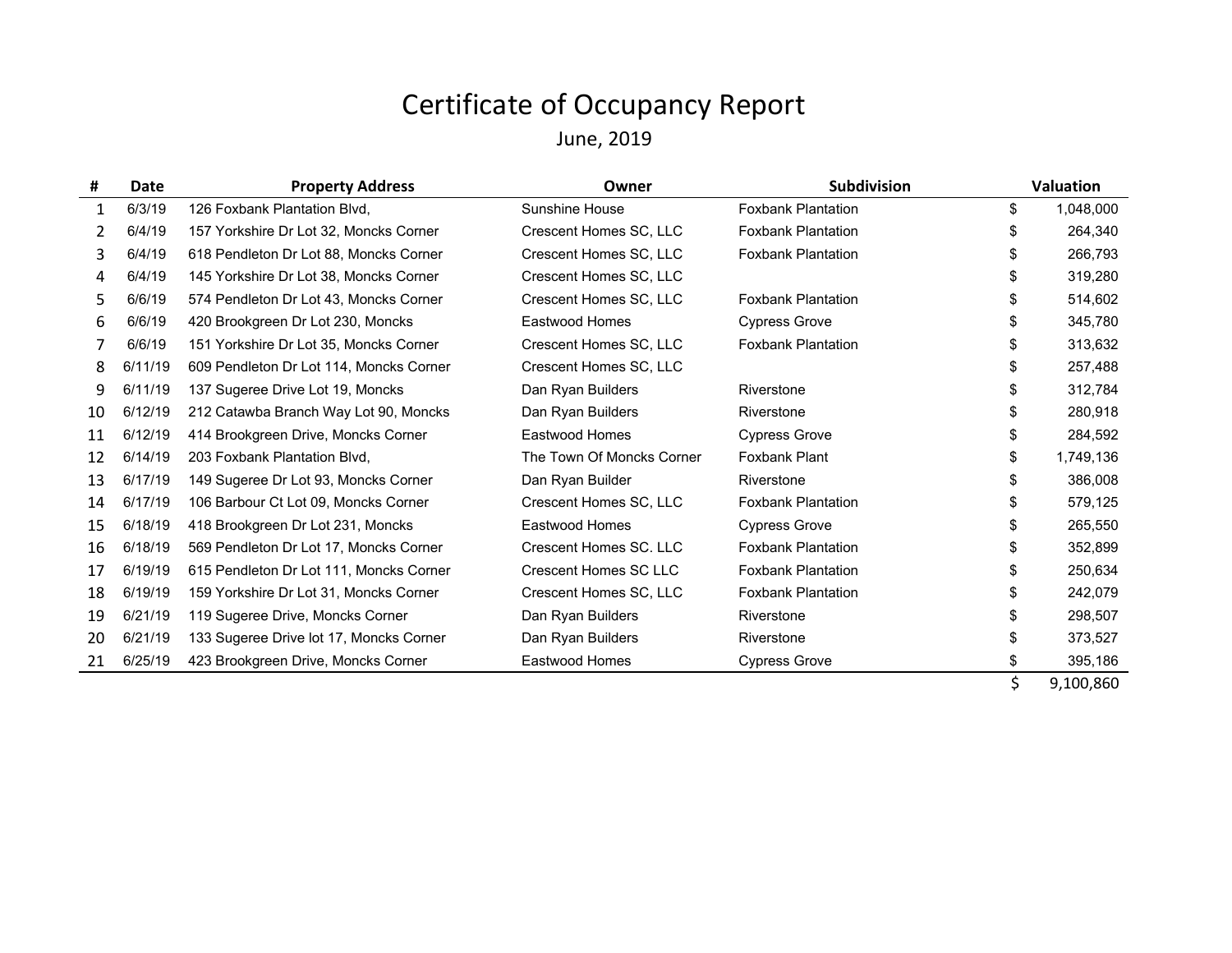# Certificate of Occupancy Report

June, 2019

| # | Date | Property Address | Owner | Subdivision | Valuation |
|---|---|---|---|---|---|
| 1 | 6/3/19 | 126 Foxbank Plantation Blvd, | Sunshine House | Foxbank Plantation | $ 1,048,000 |
| 2 | 6/4/19 | 157 Yorkshire Dr Lot 32, Moncks Corner | Crescent Homes SC, LLC | Foxbank Plantation | $ 264,340 |
| 3 | 6/4/19 | 618 Pendleton Dr Lot 88, Moncks Corner | Crescent Homes SC, LLC | Foxbank Plantation | $ 266,793 |
| 4 | 6/4/19 | 145 Yorkshire Dr Lot 38, Moncks Corner | Crescent Homes SC, LLC | | $ 319,280 |
| 5 | 6/6/19 | 574 Pendleton Dr Lot 43, Moncks Corner | Crescent Homes SC, LLC | Foxbank Plantation | $ 514,602 |
| 6 | 6/6/19 | 420 Brookgreen Dr Lot 230, Moncks | Eastwood Homes | Cypress Grove | $ 345,780 |
| 7 | 6/6/19 | 151 Yorkshire Dr Lot 35, Moncks Corner | Crescent Homes SC, LLC | Foxbank Plantation | $ 313,632 |
| 8 | 6/11/19 | 609 Pendleton Dr Lot 114, Moncks Corner | Crescent Homes SC, LLC | | $ 257,488 |
| 9 | 6/11/19 | 137 Sugeree Drive Lot 19, Moncks | Dan Ryan Builders | Riverstone | $ 312,784 |
| 10 | 6/12/19 | 212 Catawba Branch Way Lot 90, Moncks | Dan Ryan Builders | Riverstone | $ 280,918 |
| 11 | 6/12/19 | 414 Brookgreen Drive, Moncks Corner | Eastwood Homes | Cypress Grove | $ 284,592 |
| 12 | 6/14/19 | 203 Foxbank Plantation Blvd, | The Town Of Moncks Corner | Foxbank Plant | $ 1,749,136 |
| 13 | 6/17/19 | 149 Sugeree Dr Lot 93, Moncks Corner | Dan Ryan Builder | Riverstone | $ 386,008 |
| 14 | 6/17/19 | 106 Barbour Ct Lot 09, Moncks Corner | Crescent Homes SC, LLC | Foxbank Plantation | $ 579,125 |
| 15 | 6/18/19 | 418 Brookgreen Dr Lot 231, Moncks | Eastwood Homes | Cypress Grove | $ 265,550 |
| 16 | 6/18/19 | 569 Pendleton Dr Lot 17, Moncks Corner | Crescent Homes SC. LLC | Foxbank Plantation | $ 352,899 |
| 17 | 6/19/19 | 615 Pendleton Dr Lot 111, Moncks Corner | Crescent Homes SC LLC | Foxbank Plantation | $ 250,634 |
| 18 | 6/19/19 | 159 Yorkshire Dr Lot 31, Moncks Corner | Crescent Homes SC, LLC | Foxbank Plantation | $ 242,079 |
| 19 | 6/21/19 | 119 Sugeree Drive, Moncks Corner | Dan Ryan Builders | Riverstone | $ 298,507 |
| 20 | 6/21/19 | 133 Sugeree Drive lot 17, Moncks Corner | Dan Ryan Builders | Riverstone | $ 373,527 |
| 21 | 6/25/19 | 423 Brookgreen Drive, Moncks Corner | Eastwood Homes | Cypress Grove | $ 395,186 |
| | | | | | $ 9,100,860 |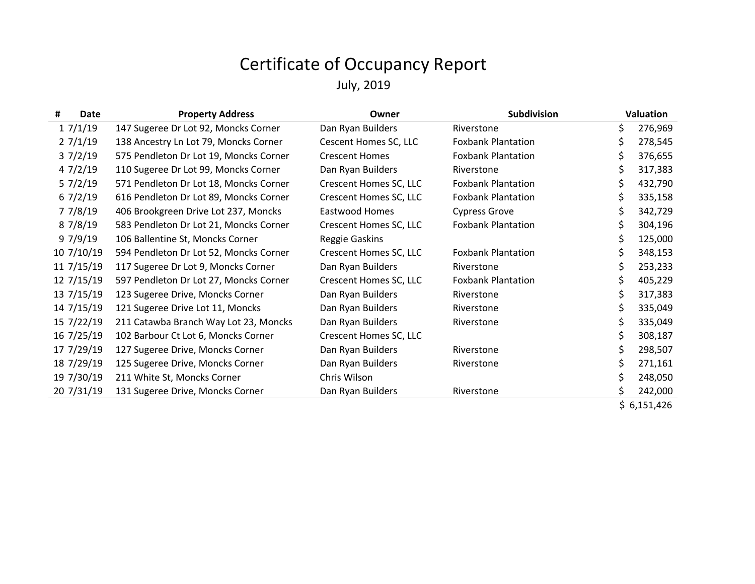# Certificate of Occupancy Report

July, 2019

| # | Date | Property Address | Owner | Subdivision | Valuation |
|---|---|---|---|---|---|
| 1 | 7/1/19 | 147 Sugeree Dr Lot 92, Moncks Corner | Dan Ryan Builders | Riverstone | $ 276,969 |
| 2 | 7/1/19 | 138 Ancestry Ln Lot 79, Moncks Corner | Cescent Homes SC, LLC | Foxbank Plantation | $ 278,545 |
| 3 | 7/2/19 | 575 Pendleton Dr Lot 19, Moncks Corner | Crescent Homes | Foxbank Plantation | $ 376,655 |
| 4 | 7/2/19 | 110 Sugeree Dr Lot 99, Moncks Corner | Dan Ryan Builders | Riverstone | $ 317,383 |
| 5 | 7/2/19 | 571 Pendleton Dr Lot 18, Moncks Corner | Crescent Homes SC, LLC | Foxbank Plantation | $ 432,790 |
| 6 | 7/2/19 | 616 Pendleton Dr Lot 89, Moncks Corner | Crescent Homes SC, LLC | Foxbank Plantation | $ 335,158 |
| 7 | 7/8/19 | 406 Brookgreen Drive Lot 237, Moncks | Eastwood Homes | Cypress Grove | $ 342,729 |
| 8 | 7/8/19 | 583 Pendleton Dr Lot 21, Moncks Corner | Crescent Homes SC, LLC | Foxbank Plantation | $ 304,196 |
| 9 | 7/9/19 | 106 Ballentine St, Moncks Corner | Reggie Gaskins | | $ 125,000 |
| 10 | 7/10/19 | 594 Pendleton Dr Lot 52, Moncks Corner | Crescent Homes SC, LLC | Foxbank Plantation | $ 348,153 |
| 11 | 7/15/19 | 117 Sugeree Dr Lot 9, Moncks Corner | Dan Ryan Builders | Riverstone | $ 253,233 |
| 12 | 7/15/19 | 597 Pendleton Dr Lot 27, Moncks Corner | Crescent Homes SC, LLC | Foxbank Plantation | $ 405,229 |
| 13 | 7/15/19 | 123 Sugeree Drive, Moncks Corner | Dan Ryan Builders | Riverstone | $ 317,383 |
| 14 | 7/15/19 | 121 Sugeree Drive Lot 11, Moncks | Dan Ryan Builders | Riverstone | $ 335,049 |
| 15 | 7/22/19 | 211 Catawba Branch Way Lot 23, Moncks | Dan Ryan Builders | Riverstone | $ 335,049 |
| 16 | 7/25/19 | 102 Barbour Ct Lot 6, Moncks Corner | Crescent Homes SC, LLC | | $ 308,187 |
| 17 | 7/29/19 | 127 Sugeree Drive, Moncks Corner | Dan Ryan Builders | Riverstone | $ 298,507 |
| 18 | 7/29/19 | 125 Sugeree Drive, Moncks Corner | Dan Ryan Builders | Riverstone | $ 271,161 |
| 19 | 7/30/19 | 211 White St, Moncks Corner | Chris Wilson | | $ 248,050 |
| 20 | 7/31/19 | 131 Sugeree Drive, Moncks Corner | Dan Ryan Builders | Riverstone | $ 242,000 |
| | | | | | $ 6,151,426 |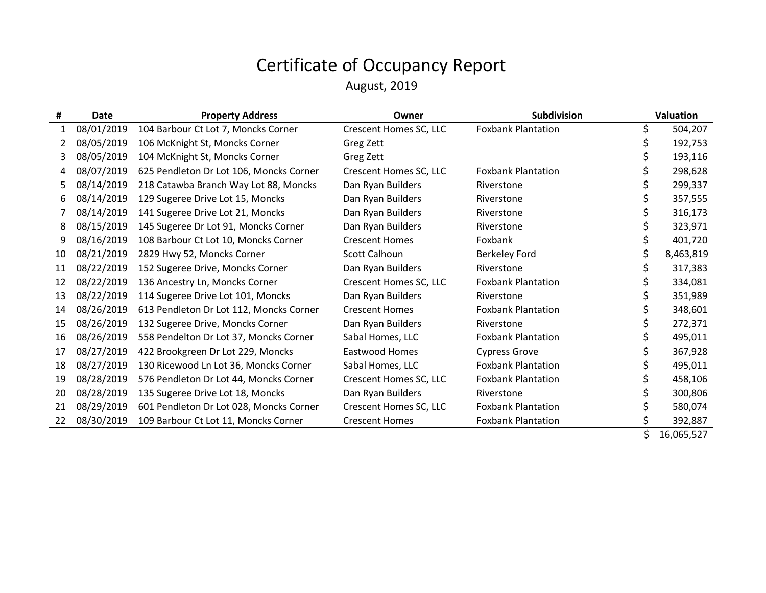# Certificate of Occupancy Report

August, 2019

| # | Date | Property Address | Owner | Subdivision | Valuation |
|---|---|---|---|---|---|
| 1 | 08/01/2019 | 104 Barbour Ct Lot 7, Moncks Corner | Crescent Homes SC, LLC | Foxbank Plantation | $ 504,207 |
| 2 | 08/05/2019 | 106 McKnight St, Moncks Corner | Greg Zett | | $ 192,753 |
| 3 | 08/05/2019 | 104 McKnight St, Moncks Corner | Greg Zett | | $ 193,116 |
| 4 | 08/07/2019 | 625 Pendleton Dr Lot 106, Moncks Corner | Crescent Homes SC, LLC | Foxbank Plantation | $ 298,628 |
| 5 | 08/14/2019 | 218 Catawba Branch Way Lot 88, Moncks | Dan Ryan Builders | Riverstone | $ 299,337 |
| 6 | 08/14/2019 | 129 Sugeree Drive Lot 15, Moncks | Dan Ryan Builders | Riverstone | $ 357,555 |
| 7 | 08/14/2019 | 141 Sugeree Drive Lot 21, Moncks | Dan Ryan Builders | Riverstone | $ 316,173 |
| 8 | 08/15/2019 | 145 Sugeree Dr Lot 91, Moncks Corner | Dan Ryan Builders | Riverstone | $ 323,971 |
| 9 | 08/16/2019 | 108 Barbour Ct Lot 10, Moncks Corner | Crescent Homes | Foxbank | $ 401,720 |
| 10 | 08/21/2019 | 2829 Hwy 52, Moncks Corner | Scott Calhoun | Berkeley Ford | $ 8,463,819 |
| 11 | 08/22/2019 | 152 Sugeree Drive, Moncks Corner | Dan Ryan Builders | Riverstone | $ 317,383 |
| 12 | 08/22/2019 | 136 Ancestry Ln, Moncks Corner | Crescent Homes SC, LLC | Foxbank Plantation | $ 334,081 |
| 13 | 08/22/2019 | 114 Sugeree Drive Lot 101, Moncks | Dan Ryan Builders | Riverstone | $ 351,989 |
| 14 | 08/26/2019 | 613 Pendleton Dr Lot 112, Moncks Corner | Crescent Homes | Foxbank Plantation | $ 348,601 |
| 15 | 08/26/2019 | 132 Sugeree Drive, Moncks Corner | Dan Ryan Builders | Riverstone | $ 272,371 |
| 16 | 08/26/2019 | 558 Pendelton Dr Lot 37, Moncks Corner | Sabal Homes, LLC | Foxbank Plantation | $ 495,011 |
| 17 | 08/27/2019 | 422 Brookgreen Dr Lot 229, Moncks | Eastwood Homes | Cypress Grove | $ 367,928 |
| 18 | 08/27/2019 | 130 Ricewood Ln Lot 36, Moncks Corner | Sabal Homes, LLC | Foxbank Plantation | $ 495,011 |
| 19 | 08/28/2019 | 576 Pendleton Dr Lot 44, Moncks Corner | Crescent Homes SC, LLC | Foxbank Plantation | $ 458,106 |
| 20 | 08/28/2019 | 135 Sugeree Drive Lot 18, Moncks | Dan Ryan Builders | Riverstone | $ 300,806 |
| 21 | 08/29/2019 | 601 Pendleton Dr Lot 028, Moncks Corner | Crescent Homes SC, LLC | Foxbank Plantation | $ 580,074 |
| 22 | 08/30/2019 | 109 Barbour Ct Lot 11, Moncks Corner | Crescent Homes | Foxbank Plantation | $ 392,887 |
| | | | | | $ 16,065,527 |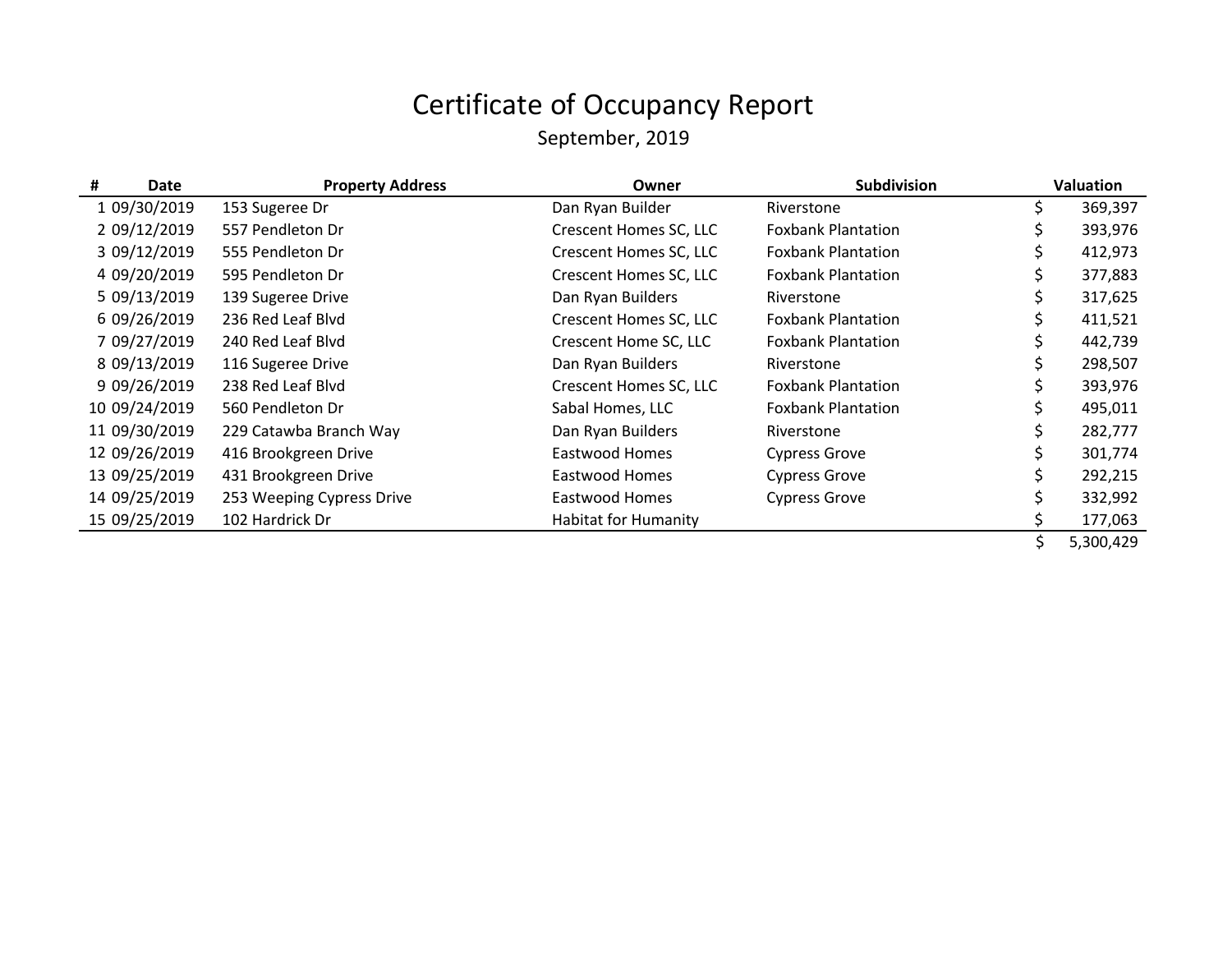# Certificate of Occupancy Report

September, 2019

| # | Date | Property Address | Owner | Subdivision | Valuation |
|---|---|---|---|---|---|
| 1 | 09/30/2019 | 153 Sugeree Dr | Dan Ryan Builder | Riverstone | $ 369,397 |
| 2 | 09/12/2019 | 557 Pendleton Dr | Crescent Homes SC, LLC | Foxbank Plantation | $ 393,976 |
| 3 | 09/12/2019 | 555 Pendleton Dr | Crescent Homes SC, LLC | Foxbank Plantation | $ 412,973 |
| 4 | 09/20/2019 | 595 Pendleton Dr | Crescent Homes SC, LLC | Foxbank Plantation | $ 377,883 |
| 5 | 09/13/2019 | 139 Sugeree Drive | Dan Ryan Builders | Riverstone | $ 317,625 |
| 6 | 09/26/2019 | 236 Red Leaf Blvd | Crescent Homes SC, LLC | Foxbank Plantation | $ 411,521 |
| 7 | 09/27/2019 | 240 Red Leaf Blvd | Crescent Home SC, LLC | Foxbank Plantation | $ 442,739 |
| 8 | 09/13/2019 | 116 Sugeree Drive | Dan Ryan Builders | Riverstone | $ 298,507 |
| 9 | 09/26/2019 | 238 Red Leaf Blvd | Crescent Homes SC, LLC | Foxbank Plantation | $ 393,976 |
| 10 | 09/24/2019 | 560 Pendleton Dr | Sabal Homes, LLC | Foxbank Plantation | $ 495,011 |
| 11 | 09/30/2019 | 229 Catawba Branch Way | Dan Ryan Builders | Riverstone | $ 282,777 |
| 12 | 09/26/2019 | 416 Brookgreen Drive | Eastwood Homes | Cypress Grove | $ 301,774 |
| 13 | 09/25/2019 | 431 Brookgreen Drive | Eastwood Homes | Cypress Grove | $ 292,215 |
| 14 | 09/25/2019 | 253 Weeping Cypress Drive | Eastwood Homes | Cypress Grove | $ 332,992 |
| 15 | 09/25/2019 | 102 Hardrick Dr | Habitat for Humanity | | $ 177,063 |
| | | | | | $ 5,300,429 |